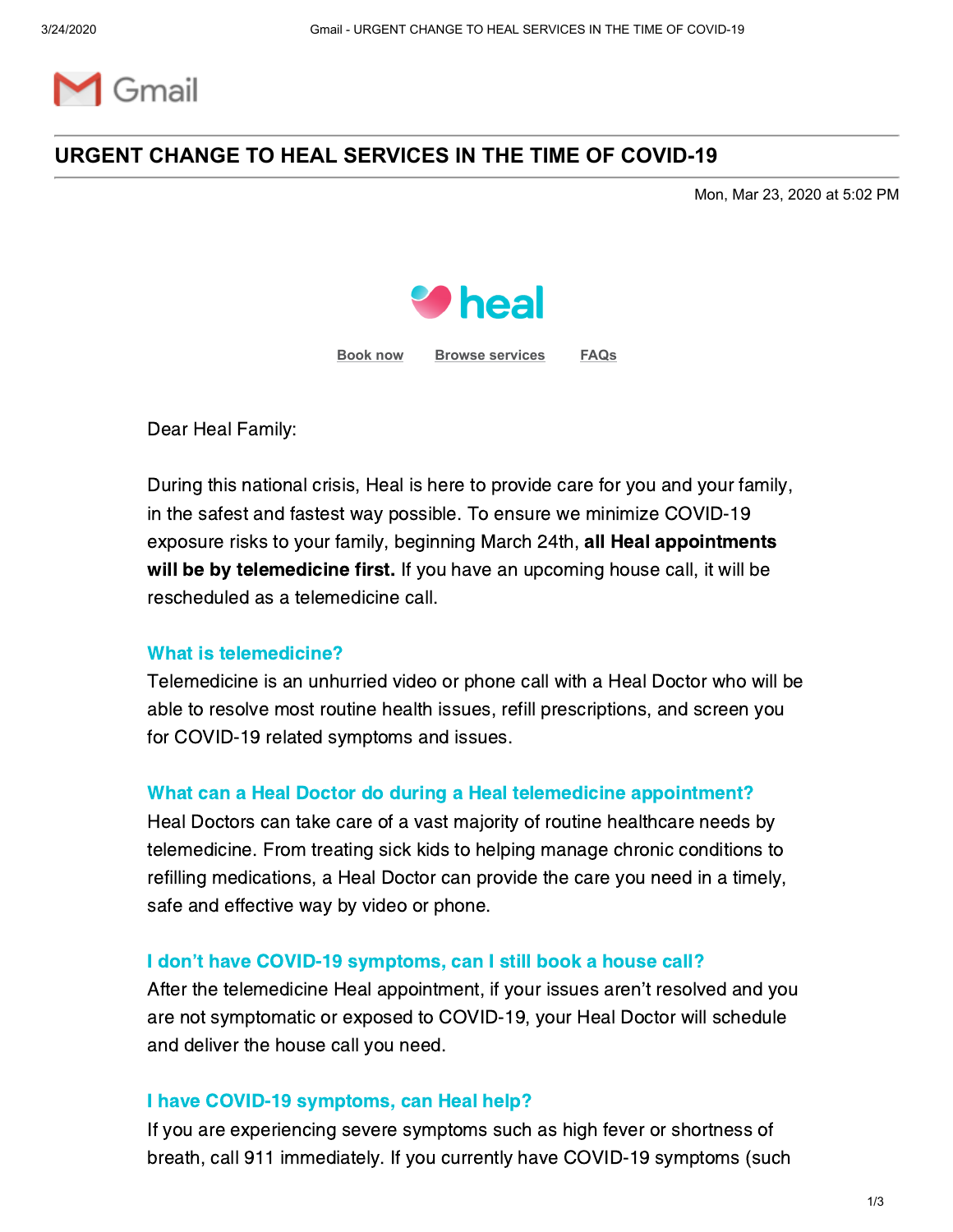# URGENT CHANGE TO HEAL SERVICES IN THE TIME OF COVID-19

Mon, Mar 23, 2020 at 5:02 PM

heal

Book now    Browse services    FAQs

Dear Heal Family:

During this national crisis, Heal is here to provide care for you and your family, in the safest and fastest way possible. To ensure we minimize COVID-19 exposure risks to your family, beginning March 24th, **all Heal appointments will be by telemedicine first.** If you have an upcoming house call, it will be rescheduled as a telemedicine call.

### What is telemedicine?

Telemedicine is an unhurried video or phone call with a Heal Doctor who will be able to resolve most routine health issues, refill prescriptions, and screen you for COVID-19 related symptoms and issues.

### What can a Heal Doctor do during a Heal telemedicine appointment?

Heal Doctors can take care of a vast majority of routine healthcare needs by telemedicine. From treating sick kids to helping manage chronic conditions to refilling medications, a Heal Doctor can provide the care you need in a timely, safe and effective way by video or phone.

### I don't have COVID-19 symptoms, can I still book a house call?

After the telemedicine Heal appointment, if your issues aren't resolved and you are not symptomatic or exposed to COVID-19, your Heal Doctor will schedule and deliver the house call you need.

### I have COVID-19 symptoms, can Heal help?

If you are experiencing severe symptoms such as high fever or shortness of breath, call 911 immediately. If you currently have COVID-19 symptoms (such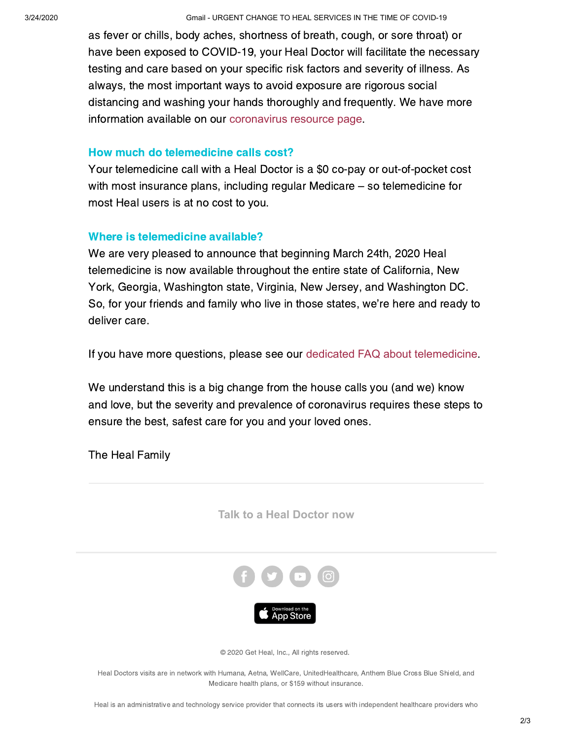as fever or chills, body aches, shortness of breath, cough, or sore throat) or have been exposed to COVID-19, your Heal Doctor will facilitate the necessary testing and care based on your specific risk factors and severity of illness. As always, the most important ways to avoid exposure are rigorous social distancing and washing your hands thoroughly and frequently. We have more information available on our coronavirus resource page.

### How much do telemedicine calls cost?

Your telemedicine call with a Heal Doctor is a $0 co-pay or out-of-pocket cost with most insurance plans, including regular Medicare – so telemedicine for most Heal users is at no cost to you.

### Where is telemedicine available?

We are very pleased to announce that beginning March 24th, 2020 Heal telemedicine is now available throughout the entire state of California, New York, Georgia, Washington state, Virginia, New Jersey, and Washington DC. So, for your friends and family who live in those states, we're here and ready to deliver care.

If you have more questions, please see our dedicated FAQ about telemedicine.

We understand this is a big change from the house calls you (and we) know and love, but the severity and prevalence of coronavirus requires these steps to ensure the best, safest care for you and your loved ones.

The Heal Family

---

**Talk to a Heal Doctor now**

---

Download on the App Store

© 2020 Get Heal, Inc., All rights reserved.

Heal Doctors visits are in network with Humana, Aetna, WellCare, UnitedHealthcare, Anthem Blue Cross Blue Shield, and Medicare health plans, or $159 without insurance.

Heal is an administrative and technology service provider that connects its users with independent healthcare providers who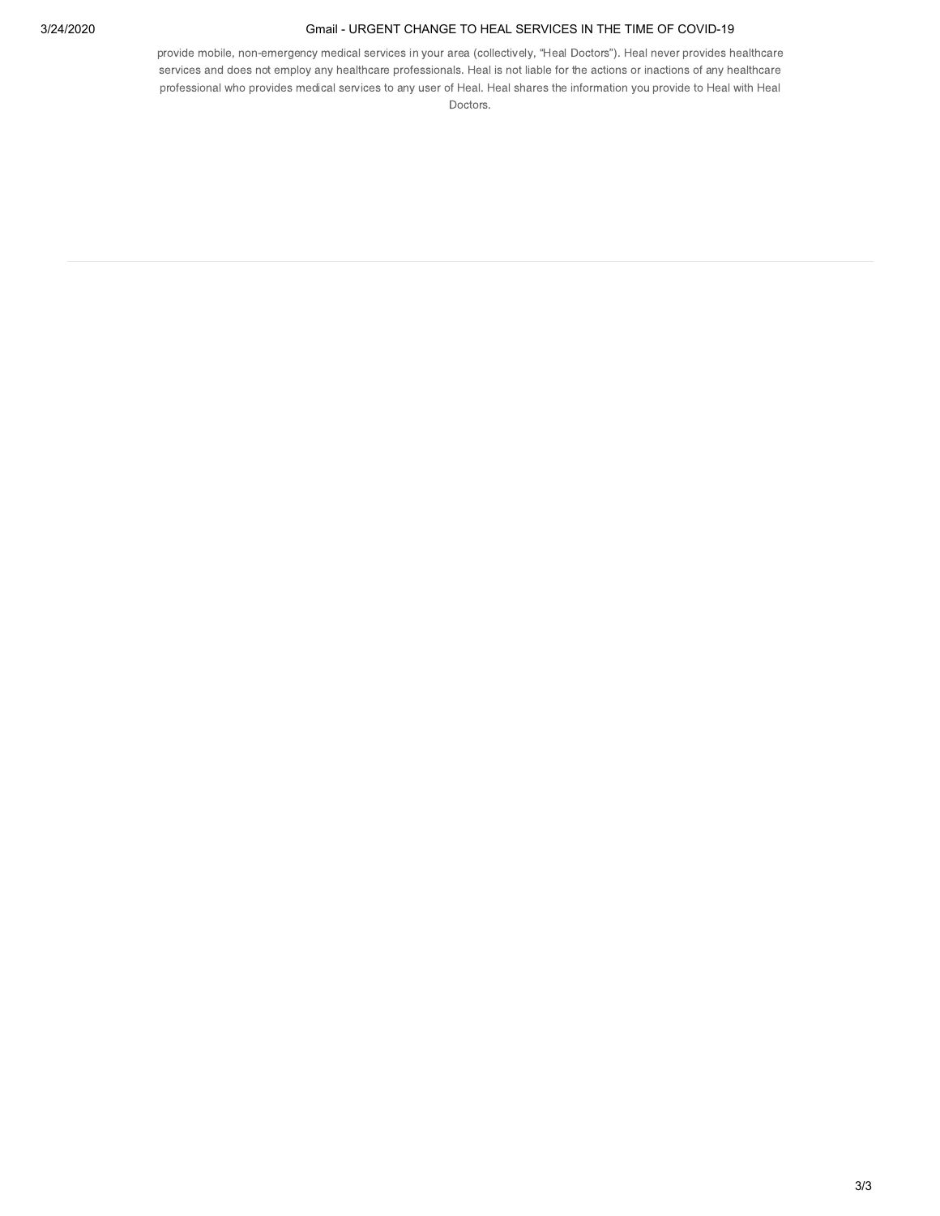provide mobile, non-emergency medical services in your area (collectively, "Heal Doctors"). Heal never provides healthcare services and does not employ any healthcare professionals. Heal is not liable for the actions or inactions of any healthcare professional who provides medical services to any user of Heal. Heal shares the information you provide to Heal with Heal Doctors.